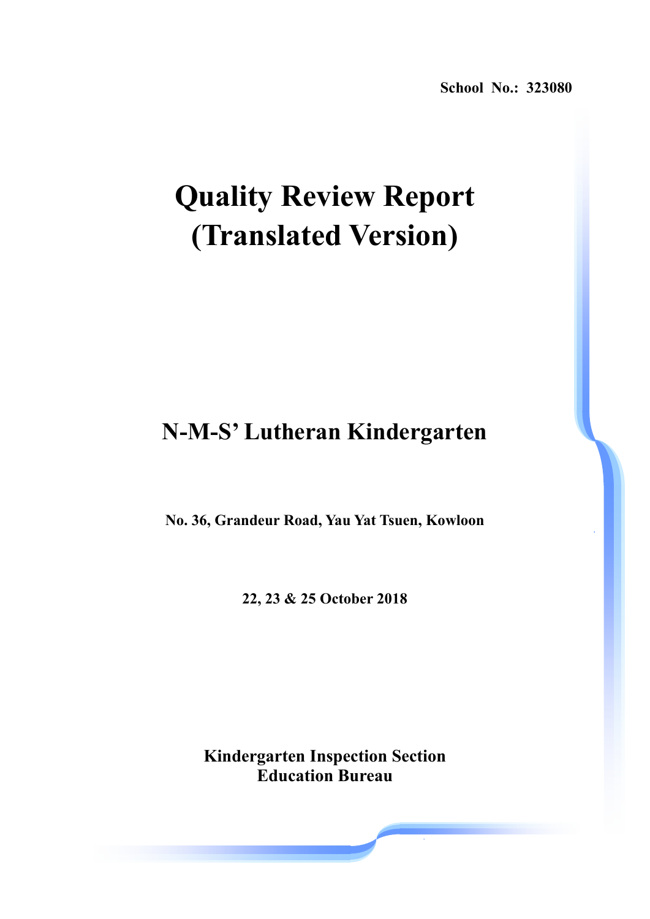School No.: 323080

# Quality Review Report (Translated Version)

## N-M-S' Lutheran Kindergarten

**No. 36, Grandeur Road, Yau Yat Tsuen, Kowloon**

**22, 23 & 25 October 2018**

**Kindergarten Inspection Section**
**Education Bureau**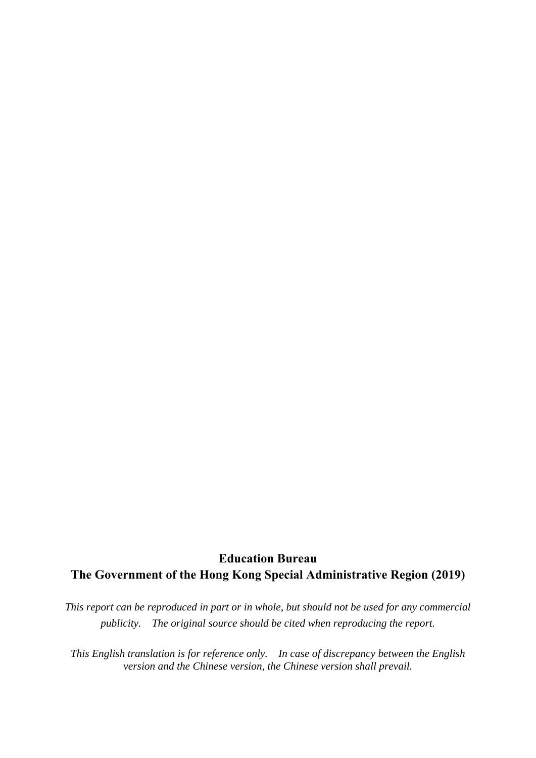**Education Bureau**

**The Government of the Hong Kong Special Administrative Region (2019)**

*This report can be reproduced in part or in whole, but should not be used for any commercial publicity. The original source should be cited when reproducing the report.*

*This English translation is for reference only. In case of discrepancy between the English version and the Chinese version, the Chinese version shall prevail.*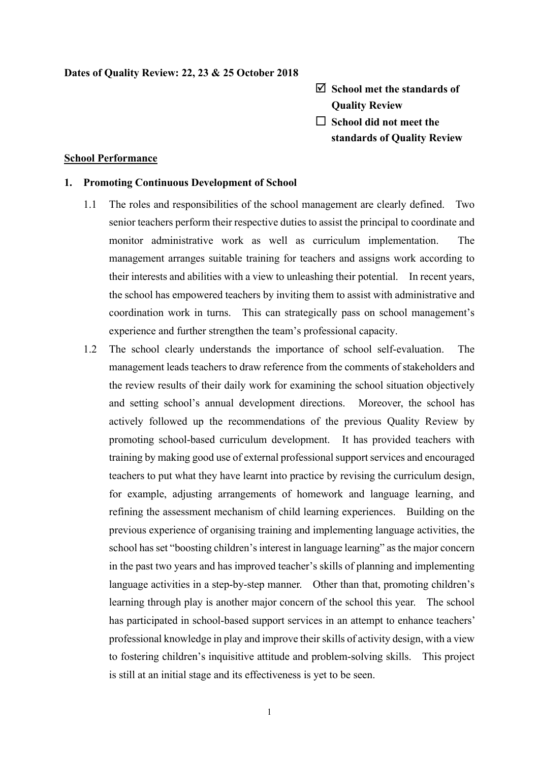**Dates of Quality Review: 22, 23 & 25 October 2018**

☑ **School met the standards of Quality Review**

☐ **School did not meet the standards of Quality Review**

**School Performance**

**1. Promoting Continuous Development of School**

1.1 The roles and responsibilities of the school management are clearly defined. Two senior teachers perform their respective duties to assist the principal to coordinate and monitor administrative work as well as curriculum implementation. The management arranges suitable training for teachers and assigns work according to their interests and abilities with a view to unleashing their potential. In recent years, the school has empowered teachers by inviting them to assist with administrative and coordination work in turns. This can strategically pass on school management's experience and further strengthen the team's professional capacity.

1.2 The school clearly understands the importance of school self-evaluation. The management leads teachers to draw reference from the comments of stakeholders and the review results of their daily work for examining the school situation objectively and setting school's annual development directions. Moreover, the school has actively followed up the recommendations of the previous Quality Review by promoting school-based curriculum development. It has provided teachers with training by making good use of external professional support services and encouraged teachers to put what they have learnt into practice by revising the curriculum design, for example, adjusting arrangements of homework and language learning, and refining the assessment mechanism of child learning experiences. Building on the previous experience of organising training and implementing language activities, the school has set "boosting children's interest in language learning" as the major concern in the past two years and has improved teacher's skills of planning and implementing language activities in a step-by-step manner. Other than that, promoting children's learning through play is another major concern of the school this year. The school has participated in school-based support services in an attempt to enhance teachers' professional knowledge in play and improve their skills of activity design, with a view to fostering children's inquisitive attitude and problem-solving skills. This project is still at an initial stage and its effectiveness is yet to be seen.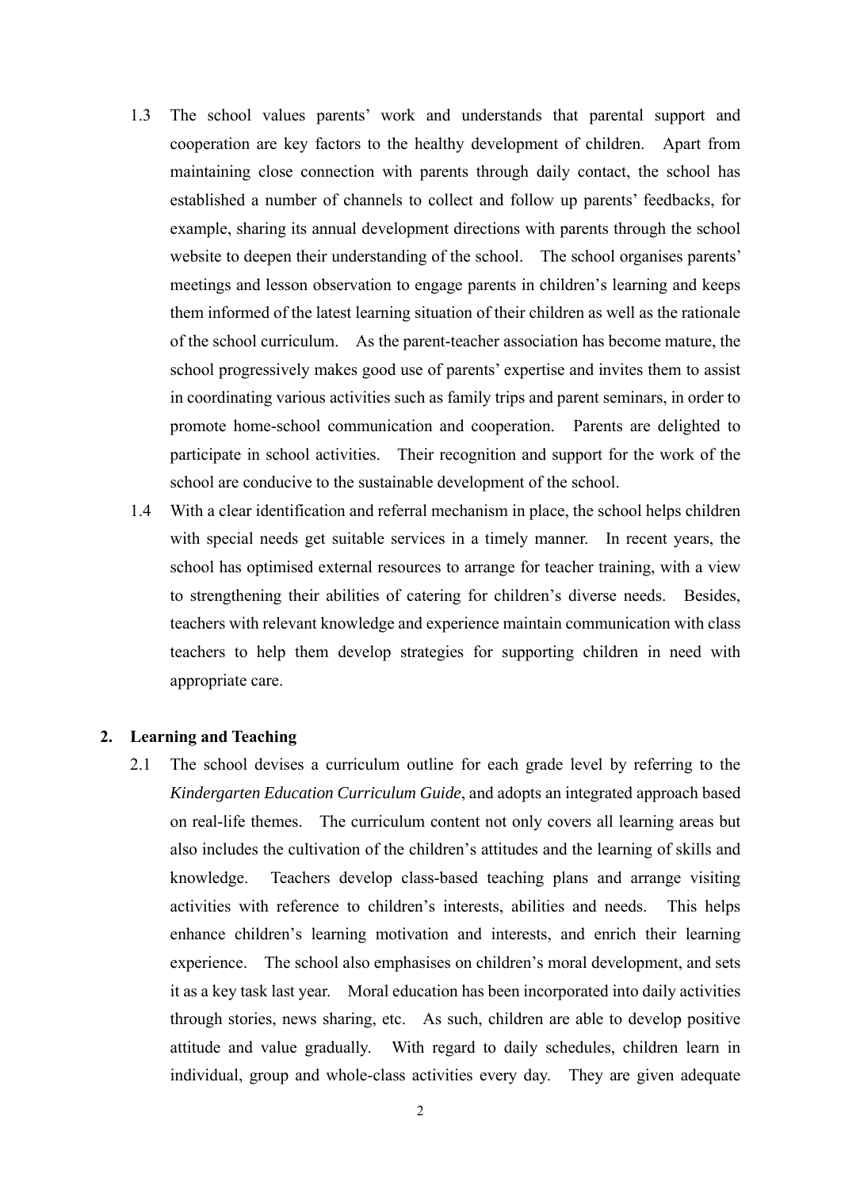1.3 The school values parents' work and understands that parental support and cooperation are key factors to the healthy development of children. Apart from maintaining close connection with parents through daily contact, the school has established a number of channels to collect and follow up parents' feedbacks, for example, sharing its annual development directions with parents through the school website to deepen their understanding of the school. The school organises parents' meetings and lesson observation to engage parents in children's learning and keeps them informed of the latest learning situation of their children as well as the rationale of the school curriculum. As the parent-teacher association has become mature, the school progressively makes good use of parents' expertise and invites them to assist in coordinating various activities such as family trips and parent seminars, in order to promote home-school communication and cooperation. Parents are delighted to participate in school activities. Their recognition and support for the work of the school are conducive to the sustainable development of the school.

1.4 With a clear identification and referral mechanism in place, the school helps children with special needs get suitable services in a timely manner. In recent years, the school has optimised external resources to arrange for teacher training, with a view to strengthening their abilities of catering for children's diverse needs. Besides, teachers with relevant knowledge and experience maintain communication with class teachers to help them develop strategies for supporting children in need with appropriate care.

## 2. Learning and Teaching

2.1 The school devises a curriculum outline for each grade level by referring to the *Kindergarten Education Curriculum Guide*, and adopts an integrated approach based on real-life themes. The curriculum content not only covers all learning areas but also includes the cultivation of the children's attitudes and the learning of skills and knowledge. Teachers develop class-based teaching plans and arrange visiting activities with reference to children's interests, abilities and needs. This helps enhance children's learning motivation and interests, and enrich their learning experience. The school also emphasises on children's moral development, and sets it as a key task last year. Moral education has been incorporated into daily activities through stories, news sharing, etc. As such, children are able to develop positive attitude and value gradually. With regard to daily schedules, children learn in individual, group and whole-class activities every day. They are given adequate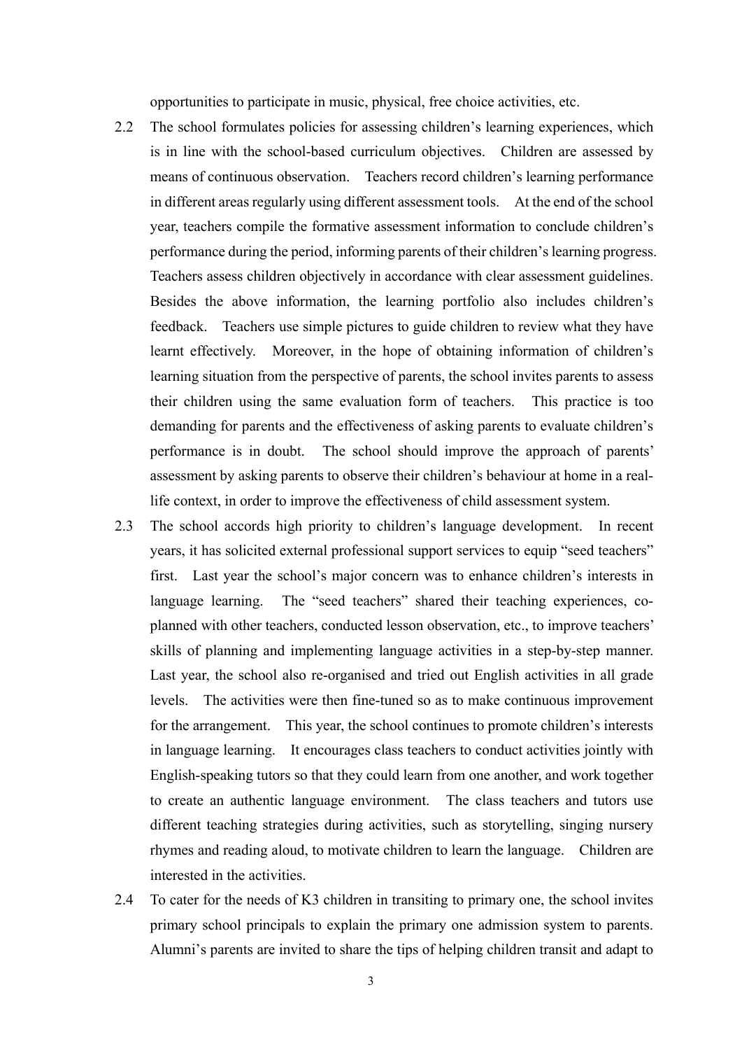opportunities to participate in music, physical, free choice activities, etc.

2.2 The school formulates policies for assessing children's learning experiences, which is in line with the school-based curriculum objectives. Children are assessed by means of continuous observation. Teachers record children's learning performance in different areas regularly using different assessment tools. At the end of the school year, teachers compile the formative assessment information to conclude children's performance during the period, informing parents of their children's learning progress. Teachers assess children objectively in accordance with clear assessment guidelines. Besides the above information, the learning portfolio also includes children's feedback. Teachers use simple pictures to guide children to review what they have learnt effectively. Moreover, in the hope of obtaining information of children's learning situation from the perspective of parents, the school invites parents to assess their children using the same evaluation form of teachers. This practice is too demanding for parents and the effectiveness of asking parents to evaluate children's performance is in doubt. The school should improve the approach of parents' assessment by asking parents to observe their children's behaviour at home in a real-life context, in order to improve the effectiveness of child assessment system.

2.3 The school accords high priority to children's language development. In recent years, it has solicited external professional support services to equip "seed teachers" first. Last year the school's major concern was to enhance children's interests in language learning. The "seed teachers" shared their teaching experiences, co-planned with other teachers, conducted lesson observation, etc., to improve teachers' skills of planning and implementing language activities in a step-by-step manner. Last year, the school also re-organised and tried out English activities in all grade levels. The activities were then fine-tuned so as to make continuous improvement for the arrangement. This year, the school continues to promote children's interests in language learning. It encourages class teachers to conduct activities jointly with English-speaking tutors so that they could learn from one another, and work together to create an authentic language environment. The class teachers and tutors use different teaching strategies during activities, such as storytelling, singing nursery rhymes and reading aloud, to motivate children to learn the language. Children are interested in the activities.

2.4 To cater for the needs of K3 children in transiting to primary one, the school invites primary school principals to explain the primary one admission system to parents. Alumni's parents are invited to share the tips of helping children transit and adapt to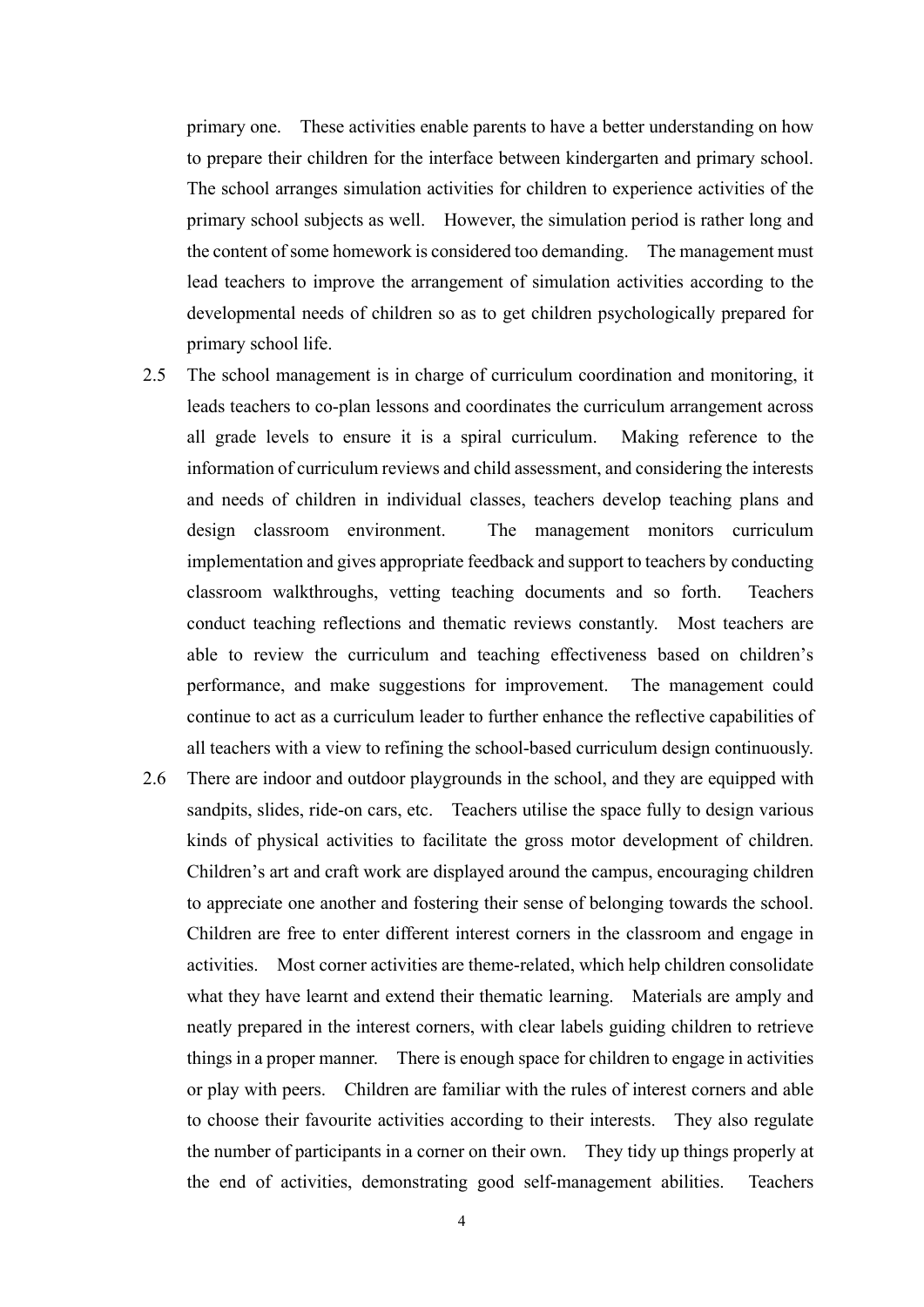primary one. These activities enable parents to have a better understanding on how to prepare their children for the interface between kindergarten and primary school. The school arranges simulation activities for children to experience activities of the primary school subjects as well. However, the simulation period is rather long and the content of some homework is considered too demanding. The management must lead teachers to improve the arrangement of simulation activities according to the developmental needs of children so as to get children psychologically prepared for primary school life.

2.5 The school management is in charge of curriculum coordination and monitoring, it leads teachers to co-plan lessons and coordinates the curriculum arrangement across all grade levels to ensure it is a spiral curriculum. Making reference to the information of curriculum reviews and child assessment, and considering the interests and needs of children in individual classes, teachers develop teaching plans and design classroom environment. The management monitors curriculum implementation and gives appropriate feedback and support to teachers by conducting classroom walkthroughs, vetting teaching documents and so forth. Teachers conduct teaching reflections and thematic reviews constantly. Most teachers are able to review the curriculum and teaching effectiveness based on children's performance, and make suggestions for improvement. The management could continue to act as a curriculum leader to further enhance the reflective capabilities of all teachers with a view to refining the school-based curriculum design continuously.

2.6 There are indoor and outdoor playgrounds in the school, and they are equipped with sandpits, slides, ride-on cars, etc. Teachers utilise the space fully to design various kinds of physical activities to facilitate the gross motor development of children. Children's art and craft work are displayed around the campus, encouraging children to appreciate one another and fostering their sense of belonging towards the school. Children are free to enter different interest corners in the classroom and engage in activities. Most corner activities are theme-related, which help children consolidate what they have learnt and extend their thematic learning. Materials are amply and neatly prepared in the interest corners, with clear labels guiding children to retrieve things in a proper manner. There is enough space for children to engage in activities or play with peers. Children are familiar with the rules of interest corners and able to choose their favourite activities according to their interests. They also regulate the number of participants in a corner on their own. They tidy up things properly at the end of activities, demonstrating good self-management abilities. Teachers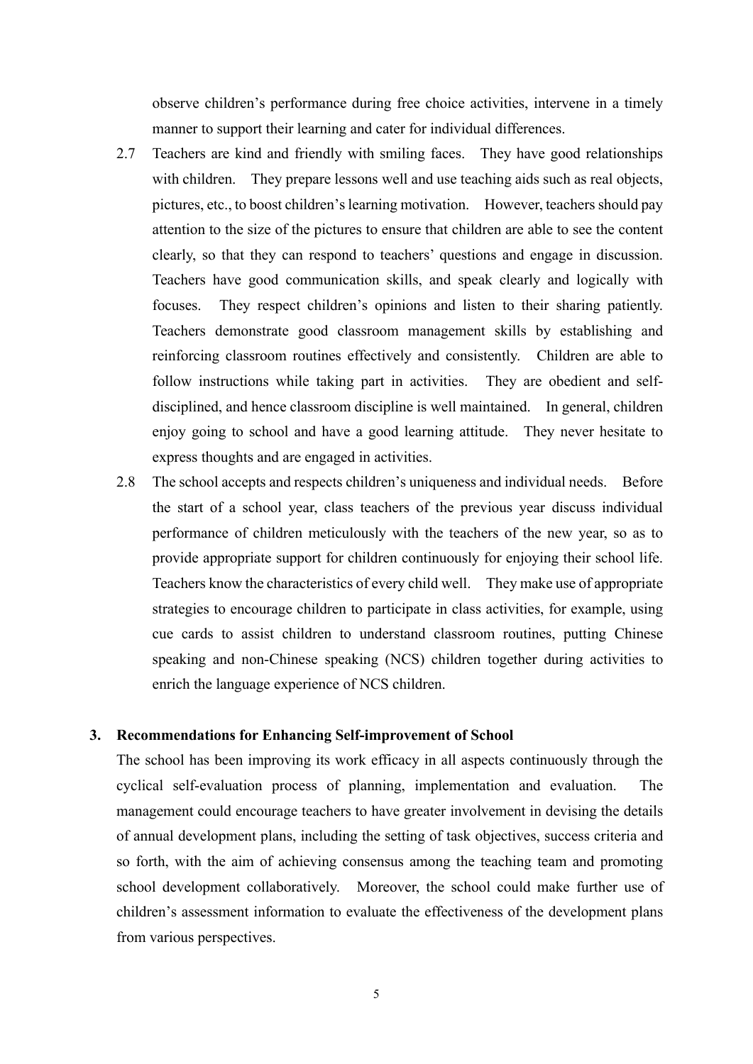observe children's performance during free choice activities, intervene in a timely manner to support their learning and cater for individual differences.

2.7 Teachers are kind and friendly with smiling faces. They have good relationships with children. They prepare lessons well and use teaching aids such as real objects, pictures, etc., to boost children's learning motivation. However, teachers should pay attention to the size of the pictures to ensure that children are able to see the content clearly, so that they can respond to teachers' questions and engage in discussion. Teachers have good communication skills, and speak clearly and logically with focuses. They respect children's opinions and listen to their sharing patiently. Teachers demonstrate good classroom management skills by establishing and reinforcing classroom routines effectively and consistently. Children are able to follow instructions while taking part in activities. They are obedient and self-disciplined, and hence classroom discipline is well maintained. In general, children enjoy going to school and have a good learning attitude. They never hesitate to express thoughts and are engaged in activities.

2.8 The school accepts and respects children's uniqueness and individual needs. Before the start of a school year, class teachers of the previous year discuss individual performance of children meticulously with the teachers of the new year, so as to provide appropriate support for children continuously for enjoying their school life. Teachers know the characteristics of every child well. They make use of appropriate strategies to encourage children to participate in class activities, for example, using cue cards to assist children to understand classroom routines, putting Chinese speaking and non-Chinese speaking (NCS) children together during activities to enrich the language experience of NCS children.

## 3. Recommendations for Enhancing Self-improvement of School

The school has been improving its work efficacy in all aspects continuously through the cyclical self-evaluation process of planning, implementation and evaluation. The management could encourage teachers to have greater involvement in devising the details of annual development plans, including the setting of task objectives, success criteria and so forth, with the aim of achieving consensus among the teaching team and promoting school development collaboratively. Moreover, the school could make further use of children's assessment information to evaluate the effectiveness of the development plans from various perspectives.